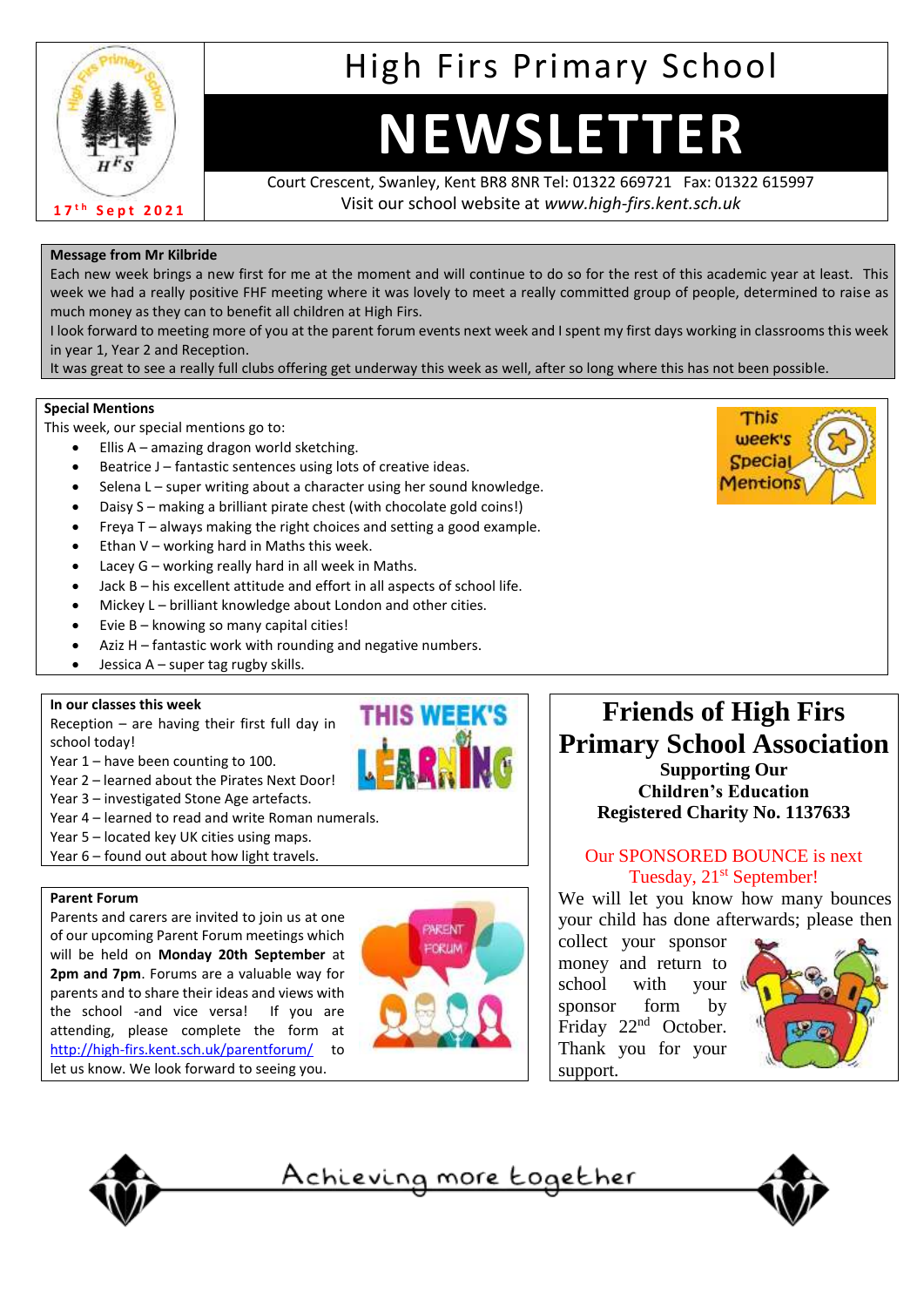# High Firs Primary School

# NEWSLETTER

17th Sept 2021

Court Crescent, Swanley, Kent BR8 8NR Tel: 01322 669721 Fax: 01322 615997
Visit our school website at *www.high-firs.kent.sch.uk*

## Message from Mr Kilbride

Each new week brings a new first for me at the moment and will continue to do so for the rest of this academic year at least. This week we had a really positive FHF meeting where it was lovely to meet a really committed group of people, determined to raise as much money as they can to benefit all children at High Firs.

I look forward to meeting more of you at the parent forum events next week and I spent my first days working in classrooms this week in year 1, Year 2 and Reception.

It was great to see a really full clubs offering get underway this week as well, after so long where this has not been possible.

## Special Mentions

This week, our special mentions go to:

- Ellis A – amazing dragon world sketching.
- Beatrice J – fantastic sentences using lots of creative ideas.
- Selena L – super writing about a character using her sound knowledge.
- Daisy S – making a brilliant pirate chest (with chocolate gold coins!)
- Freya T – always making the right choices and setting a good example.
- Ethan V – working hard in Maths this week.
- Lacey G – working really hard in all week in Maths.
- Jack B – his excellent attitude and effort in all aspects of school life.
- Mickey L – brilliant knowledge about London and other cities.
- Evie B – knowing so many capital cities!
- Aziz H – fantastic work with rounding and negative numbers.
- Jessica A – super tag rugby skills.

## In our classes this week

Reception – are having their first full day in school today!
Year 1 – have been counting to 100.
Year 2 – learned about the Pirates Next Door!
Year 3 – investigated Stone Age artefacts.
Year 4 – learned to read and write Roman numerals.
Year 5 – located key UK cities using maps.
Year 6 – found out about how light travels.

## Parent Forum

Parents and carers are invited to join us at one of our upcoming Parent Forum meetings which will be held on **Monday 20th September** at **2pm and 7pm**. Forums are a valuable way for parents and to share their ideas and views with the school -and vice versa! If you are attending, please complete the form at http://high-firs.kent.sch.uk/parentforum/ to let us know. We look forward to seeing you.

## Friends of High Firs Primary School Association

**Supporting Our Children's Education**
**Registered Charity No. 1137633**

Our SPONSORED BOUNCE is next Tuesday, 21st September!

We will let you know how many bounces your child has done afterwards; please then collect your sponsor money and return to school with your sponsor form by Friday 22nd October. Thank you for your support.

Achieving more together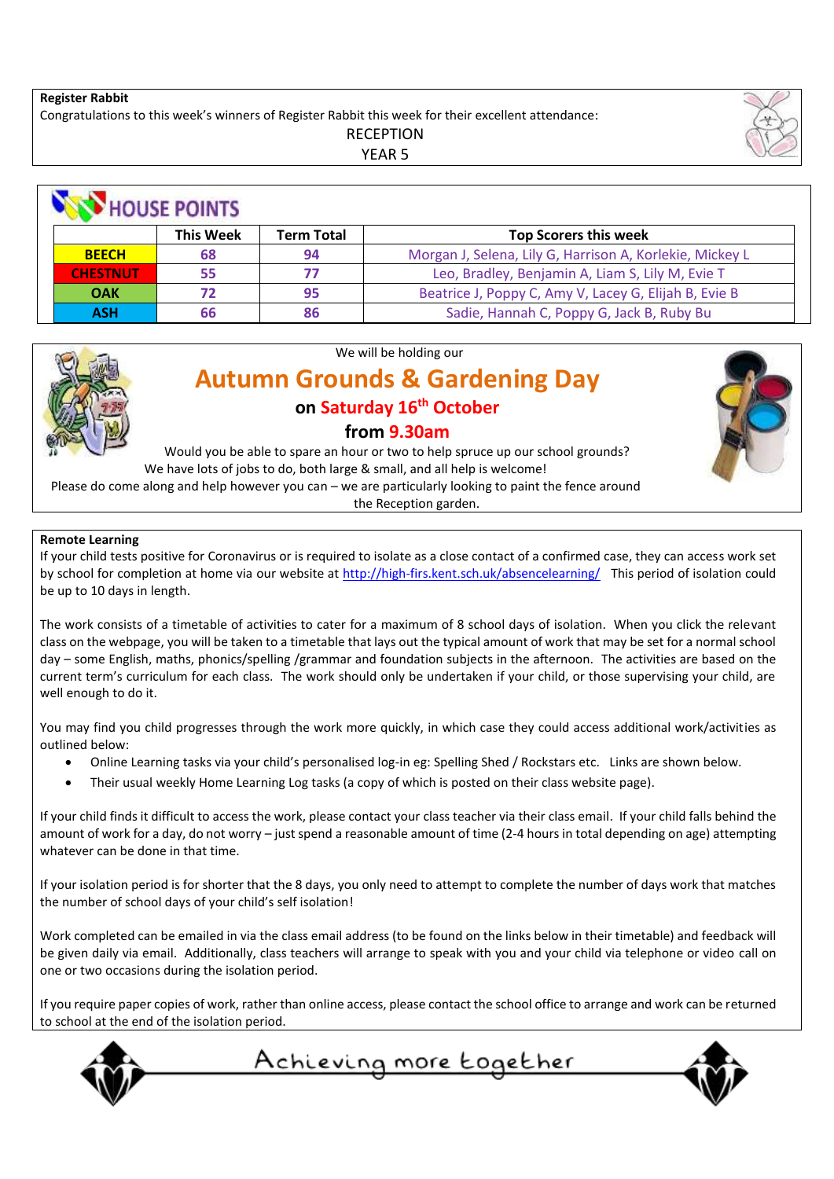**Register Rabbit**

Congratulations to this week's winners of Register Rabbit this week for their excellent attendance:

RECEPTION

YEAR 5

## HOUSE POINTS

| | This Week | Term Total | Top Scorers this week |
|---|---|---|---|
| BEECH | 68 | 94 | Morgan J, Selena, Lily G, Harrison A, Korlekie, Mickey L |
| CHESTNUT | 55 | 77 | Leo, Bradley, Benjamin A, Liam S, Lily M, Evie T |
| OAK | 72 | 95 | Beatrice J, Poppy C, Amy V, Lacey G, Elijah B, Evie B |
| ASH | 66 | 86 | Sadie, Hannah C, Poppy G, Jack B, Ruby Bu |

We will be holding our

## Autumn Grounds & Gardening Day

**on Saturday 16th October**

**from 9.30am**

Would you be able to spare an hour or two to help spruce up our school grounds?
We have lots of jobs to do, both large & small, and all help is welcome!
Please do come along and help however you can – we are particularly looking to paint the fence around the Reception garden.

**Remote Learning**

If your child tests positive for Coronavirus or is required to isolate as a close contact of a confirmed case, they can access work set by school for completion at home via our website at http://high-firs.kent.sch.uk/absencelearning/ This period of isolation could be up to 10 days in length.

The work consists of a timetable of activities to cater for a maximum of 8 school days of isolation. When you click the relevant class on the webpage, you will be taken to a timetable that lays out the typical amount of work that may be set for a normal school day – some English, maths, phonics/spelling /grammar and foundation subjects in the afternoon. The activities are based on the current term's curriculum for each class. The work should only be undertaken if your child, or those supervising your child, are well enough to do it.

You may find you child progresses through the work more quickly, in which case they could access additional work/activities as outlined below:

- Online Learning tasks via your child's personalised log-in eg: Spelling Shed / Rockstars etc. Links are shown below.
- Their usual weekly Home Learning Log tasks (a copy of which is posted on their class website page).

If your child finds it difficult to access the work, please contact your class teacher via their class email. If your child falls behind the amount of work for a day, do not worry – just spend a reasonable amount of time (2-4 hours in total depending on age) attempting whatever can be done in that time.

If your isolation period is for shorter that the 8 days, you only need to attempt to complete the number of days work that matches the number of school days of your child's self isolation!

Work completed can be emailed in via the class email address (to be found on the links below in their timetable) and feedback will be given daily via email. Additionally, class teachers will arrange to speak with you and your child via telephone or video call on one or two occasions during the isolation period.

If you require paper copies of work, rather than online access, please contact the school office to arrange and work can be returned to school at the end of the isolation period.

Achieving more together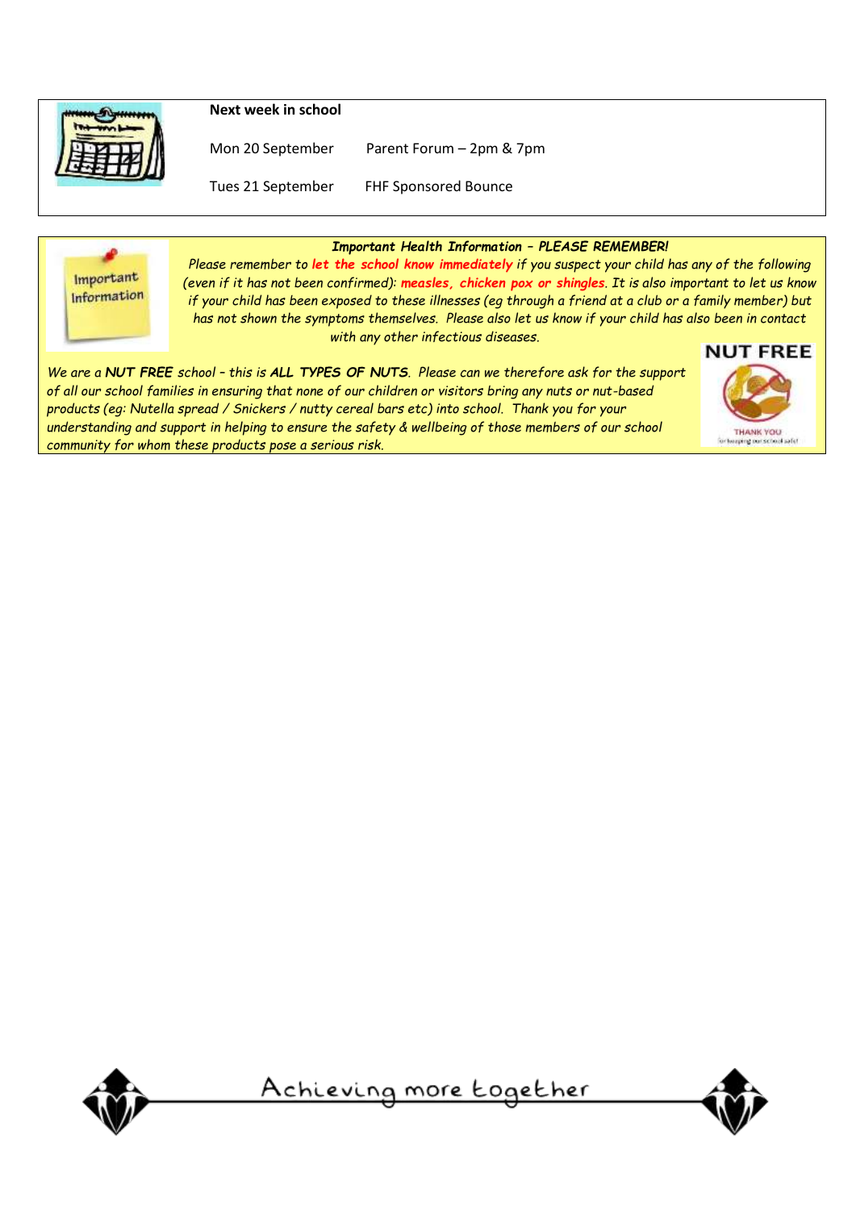**Next week in school**

| | |
|---|---|
| Mon 20 September | Parent Forum – 2pm & 7pm |
| Tues 21 September | FHF Sponsored Bounce |

***Important Health Information – PLEASE REMEMBER!***

*Please remember to **let the school know immediately** if you suspect your child has any of the following (even if it has not been confirmed): **measles, chicken pox or shingles**. It is also important to let us know if your child has been exposed to these illnesses (eg through a friend at a club or a family member) but has not shown the symptoms themselves. Please also let us know if your child has also been in contact with any other infectious diseases.*

*We are a **NUT FREE** school – this is **ALL TYPES OF NUTS**. Please can we therefore ask for the support of all our school families in ensuring that none of our children or visitors bring any nuts or nut-based products (eg: Nutella spread / Snickers / nutty cereal bars etc) into school. Thank you for your understanding and support in helping to ensure the safety & wellbeing of those members of our school community for whom these products pose a serious risk.*